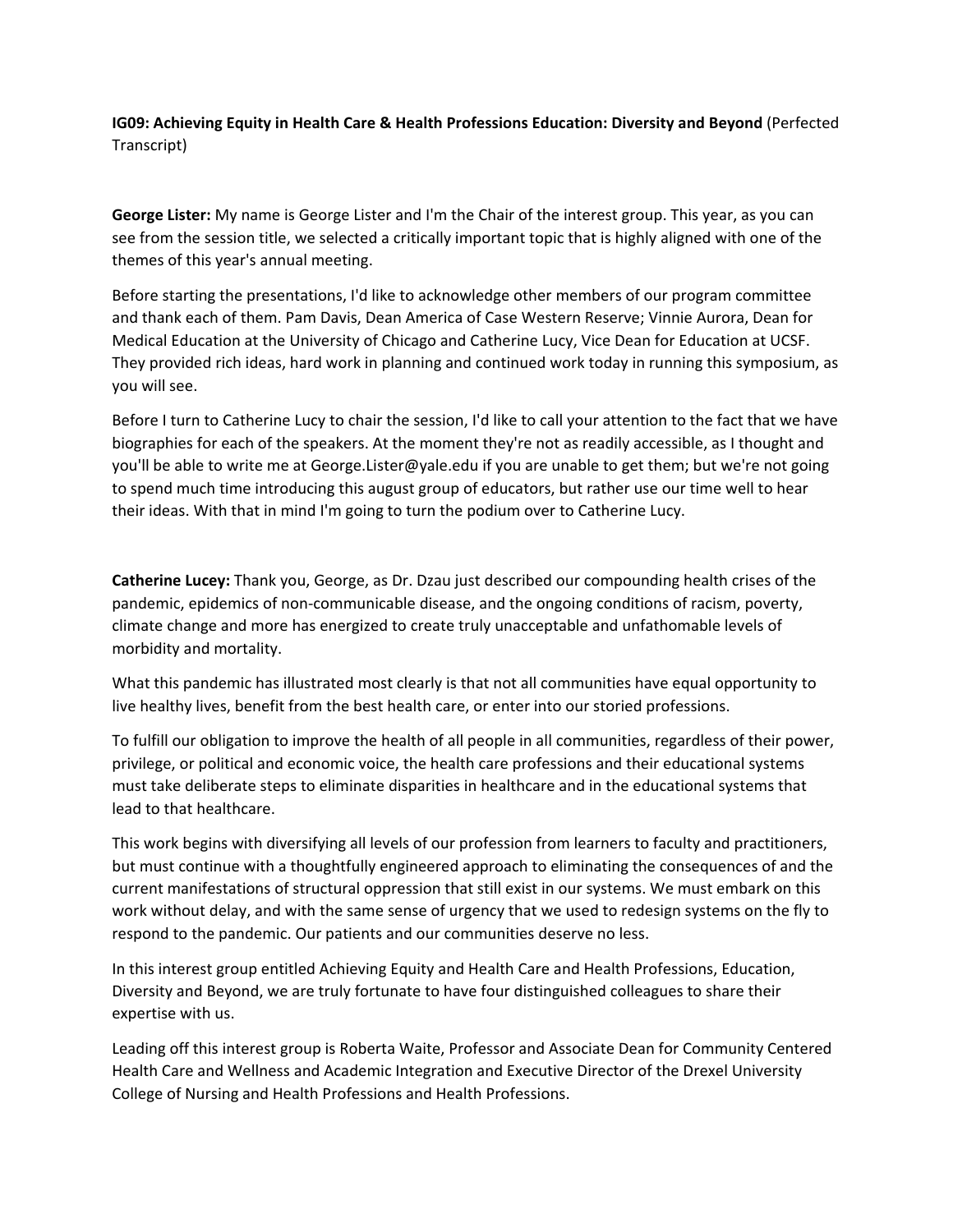**IG09: Achieving Equity in Health Care & Health Professions Education: Diversity and Beyond** (Perfected Transcript)

**George Lister:** My name is George Lister and I'm the Chair of the interest group. This year, as you can see from the session title, we selected a critically important topic that is highly aligned with one of the themes of this year's annual meeting.

Before starting the presentations, I'd like to acknowledge other members of our program committee and thank each of them. Pam Davis, Dean America of Case Western Reserve; Vinnie Aurora, Dean for Medical Education at the University of Chicago and Catherine Lucy, Vice Dean for Education at UCSF. They provided rich ideas, hard work in planning and continued work today in running this symposium, as you will see.

Before I turn to Catherine Lucy to chair the session, I'd like to call your attention to the fact that we have biographies for each of the speakers. At the moment they're not as readily accessible, as I thought and you'll be able to write me at George.Lister@yale.edu if you are unable to get them; but we're not going to spend much time introducing this august group of educators, but rather use our time well to hear their ideas. With that in mind I'm going to turn the podium over to Catherine Lucy.

**Catherine Lucey:** Thank you, George, as Dr. Dzau just described our compounding health crises of the pandemic, epidemics of non-communicable disease, and the ongoing conditions of racism, poverty, climate change and more has energized to create truly unacceptable and unfathomable levels of morbidity and mortality.

What this pandemic has illustrated most clearly is that not all communities have equal opportunity to live healthy lives, benefit from the best health care, or enter into our storied professions.

To fulfill our obligation to improve the health of all people in all communities, regardless of their power, privilege, or political and economic voice, the health care professions and their educational systems must take deliberate steps to eliminate disparities in healthcare and in the educational systems that lead to that healthcare.

This work begins with diversifying all levels of our profession from learners to faculty and practitioners, but must continue with a thoughtfully engineered approach to eliminating the consequences of and the current manifestations of structural oppression that still exist in our systems. We must embark on this work without delay, and with the same sense of urgency that we used to redesign systems on the fly to respond to the pandemic. Our patients and our communities deserve no less.

In this interest group entitled Achieving Equity and Health Care and Health Professions, Education, Diversity and Beyond, we are truly fortunate to have four distinguished colleagues to share their expertise with us.

Leading off this interest group is Roberta Waite, Professor and Associate Dean for Community Centered Health Care and Wellness and Academic Integration and Executive Director of the Drexel University College of Nursing and Health Professions and Health Professions.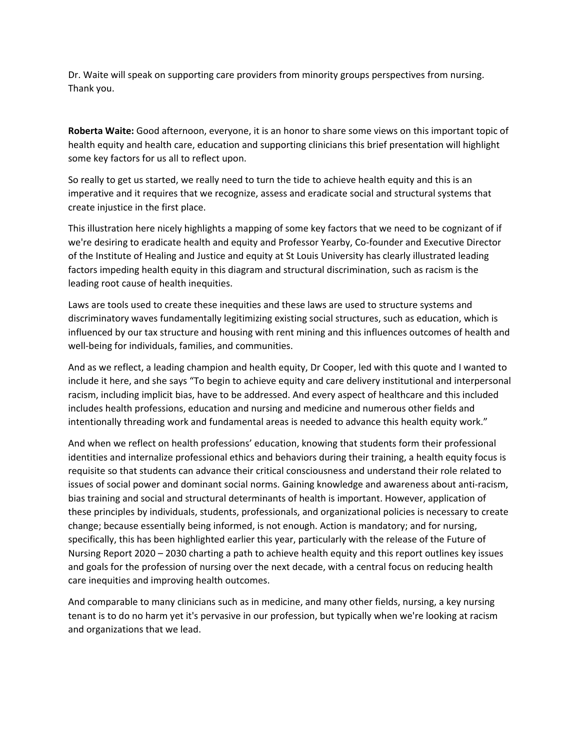Dr. Waite will speak on supporting care providers from minority groups perspectives from nursing. Thank you.

**Roberta Waite:** Good afternoon, everyone, it is an honor to share some views on this important topic of health equity and health care, education and supporting clinicians this brief presentation will highlight some key factors for us all to reflect upon.

So really to get us started, we really need to turn the tide to achieve health equity and this is an imperative and it requires that we recognize, assess and eradicate social and structural systems that create injustice in the first place.

This illustration here nicely highlights a mapping of some key factors that we need to be cognizant of if we're desiring to eradicate health and equity and Professor Yearby, Co-founder and Executive Director of the Institute of Healing and Justice and equity at St Louis University has clearly illustrated leading factors impeding health equity in this diagram and structural discrimination, such as racism is the leading root cause of health inequities.

Laws are tools used to create these inequities and these laws are used to structure systems and discriminatory waves fundamentally legitimizing existing social structures, such as education, which is influenced by our tax structure and housing with rent mining and this influences outcomes of health and well-being for individuals, families, and communities.

And as we reflect, a leading champion and health equity, Dr Cooper, led with this quote and I wanted to include it here, and she says "To begin to achieve equity and care delivery institutional and interpersonal racism, including implicit bias, have to be addressed. And every aspect of healthcare and this included includes health professions, education and nursing and medicine and numerous other fields and intentionally threading work and fundamental areas is needed to advance this health equity work."

And when we reflect on health professions' education, knowing that students form their professional identities and internalize professional ethics and behaviors during their training, a health equity focus is requisite so that students can advance their critical consciousness and understand their role related to issues of social power and dominant social norms. Gaining knowledge and awareness about anti-racism, bias training and social and structural determinants of health is important. However, application of these principles by individuals, students, professionals, and organizational policies is necessary to create change; because essentially being informed, is not enough. Action is mandatory; and for nursing, specifically, this has been highlighted earlier this year, particularly with the release of the Future of Nursing Report 2020 – 2030 charting a path to achieve health equity and this report outlines key issues and goals for the profession of nursing over the next decade, with a central focus on reducing health care inequities and improving health outcomes.

And comparable to many clinicians such as in medicine, and many other fields, nursing, a key nursing tenant is to do no harm yet it's pervasive in our profession, but typically when we're looking at racism and organizations that we lead.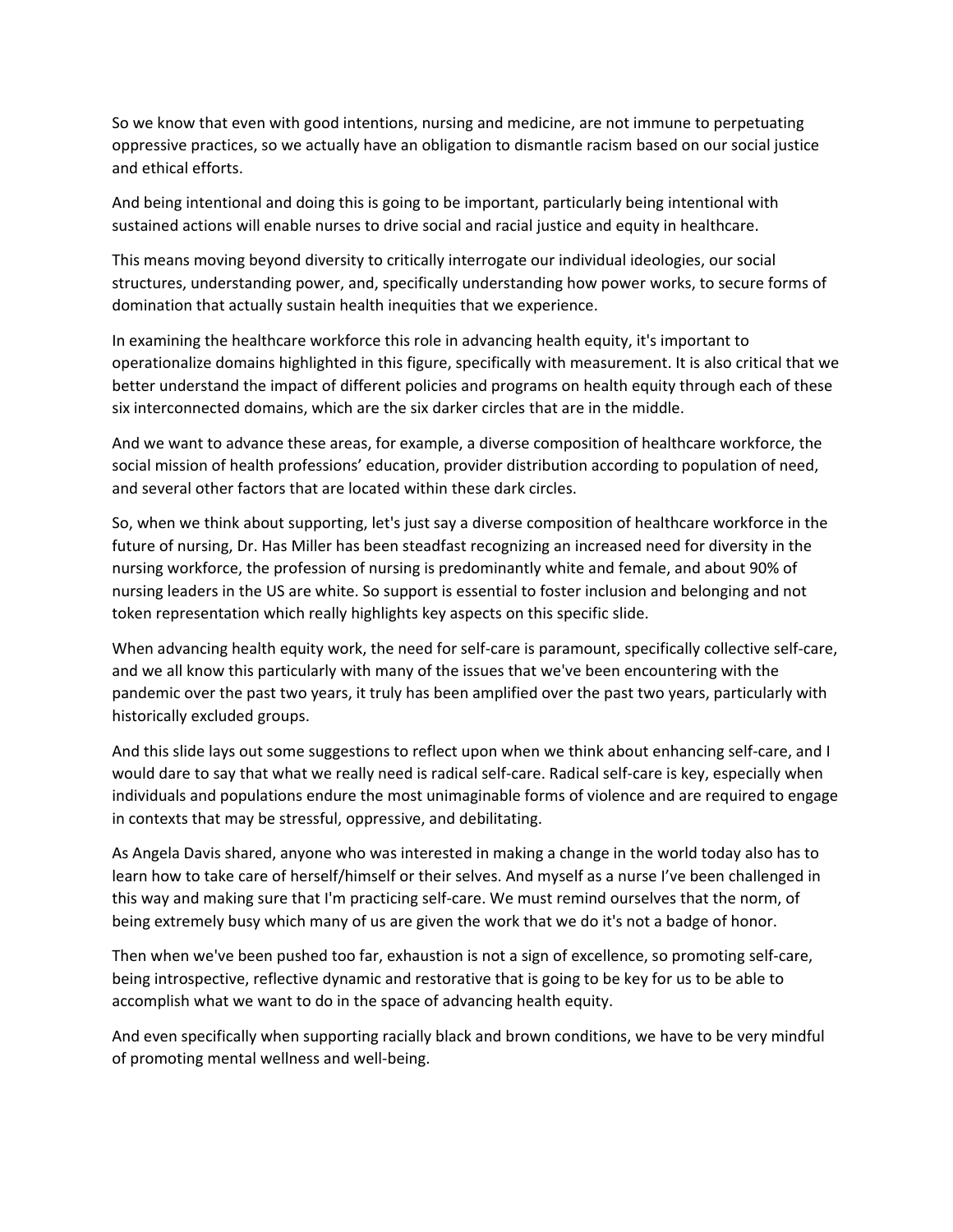So we know that even with good intentions, nursing and medicine, are not immune to perpetuating oppressive practices, so we actually have an obligation to dismantle racism based on our social justice and ethical efforts.

And being intentional and doing this is going to be important, particularly being intentional with sustained actions will enable nurses to drive social and racial justice and equity in healthcare.

This means moving beyond diversity to critically interrogate our individual ideologies, our social structures, understanding power, and, specifically understanding how power works, to secure forms of domination that actually sustain health inequities that we experience.

In examining the healthcare workforce this role in advancing health equity, it's important to operationalize domains highlighted in this figure, specifically with measurement. It is also critical that we better understand the impact of different policies and programs on health equity through each of these six interconnected domains, which are the six darker circles that are in the middle.

And we want to advance these areas, for example, a diverse composition of healthcare workforce, the social mission of health professions' education, provider distribution according to population of need, and several other factors that are located within these dark circles.

So, when we think about supporting, let's just say a diverse composition of healthcare workforce in the future of nursing, Dr. Has Miller has been steadfast recognizing an increased need for diversity in the nursing workforce, the profession of nursing is predominantly white and female, and about 90% of nursing leaders in the US are white. So support is essential to foster inclusion and belonging and not token representation which really highlights key aspects on this specific slide.

When advancing health equity work, the need for self-care is paramount, specifically collective self-care, and we all know this particularly with many of the issues that we've been encountering with the pandemic over the past two years, it truly has been amplified over the past two years, particularly with historically excluded groups.

And this slide lays out some suggestions to reflect upon when we think about enhancing self-care, and I would dare to say that what we really need is radical self-care. Radical self-care is key, especially when individuals and populations endure the most unimaginable forms of violence and are required to engage in contexts that may be stressful, oppressive, and debilitating.

As Angela Davis shared, anyone who was interested in making a change in the world today also has to learn how to take care of herself/himself or their selves. And myself as a nurse I've been challenged in this way and making sure that I'm practicing self-care. We must remind ourselves that the norm, of being extremely busy which many of us are given the work that we do it's not a badge of honor.

Then when we've been pushed too far, exhaustion is not a sign of excellence, so promoting self-care, being introspective, reflective dynamic and restorative that is going to be key for us to be able to accomplish what we want to do in the space of advancing health equity.

And even specifically when supporting racially black and brown conditions, we have to be very mindful of promoting mental wellness and well-being.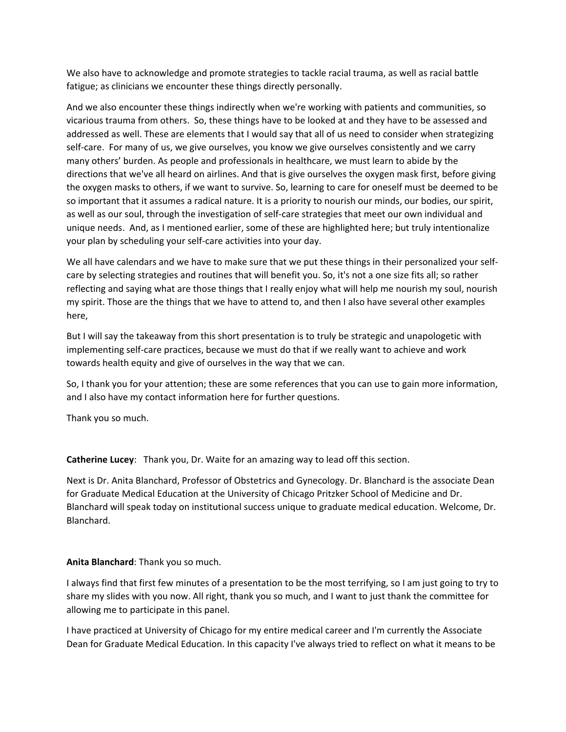We also have to acknowledge and promote strategies to tackle racial trauma, as well as racial battle fatigue; as clinicians we encounter these things directly personally.

And we also encounter these things indirectly when we're working with patients and communities, so vicarious trauma from others. So, these things have to be looked at and they have to be assessed and addressed as well. These are elements that I would say that all of us need to consider when strategizing self-care. For many of us, we give ourselves, you know we give ourselves consistently and we carry many others' burden. As people and professionals in healthcare, we must learn to abide by the directions that we've all heard on airlines. And that is give ourselves the oxygen mask first, before giving the oxygen masks to others, if we want to survive. So, learning to care for oneself must be deemed to be so important that it assumes a radical nature. It is a priority to nourish our minds, our bodies, our spirit, as well as our soul, through the investigation of self-care strategies that meet our own individual and unique needs. And, as I mentioned earlier, some of these are highlighted here; but truly intentionalize your plan by scheduling your self-care activities into your day.

We all have calendars and we have to make sure that we put these things in their personalized your self-care by selecting strategies and routines that will benefit you. So, it's not a one size fits all; so rather reflecting and saying what are those things that I really enjoy what will help me nourish my soul, nourish my spirit. Those are the things that we have to attend to, and then I also have several other examples here,

But I will say the takeaway from this short presentation is to truly be strategic and unapologetic with implementing self-care practices, because we must do that if we really want to achieve and work towards health equity and give of ourselves in the way that we can.

So, I thank you for your attention; these are some references that you can use to gain more information, and I also have my contact information here for further questions.

Thank you so much.

**Catherine Lucey**: Thank you, Dr. Waite for an amazing way to lead off this section.

Next is Dr. Anita Blanchard, Professor of Obstetrics and Gynecology. Dr. Blanchard is the associate Dean for Graduate Medical Education at the University of Chicago Pritzker School of Medicine and Dr. Blanchard will speak today on institutional success unique to graduate medical education. Welcome, Dr. Blanchard.

**Anita Blanchard**: Thank you so much.

I always find that first few minutes of a presentation to be the most terrifying, so I am just going to try to share my slides with you now. All right, thank you so much, and I want to just thank the committee for allowing me to participate in this panel.

I have practiced at University of Chicago for my entire medical career and I'm currently the Associate Dean for Graduate Medical Education. In this capacity I've always tried to reflect on what it means to be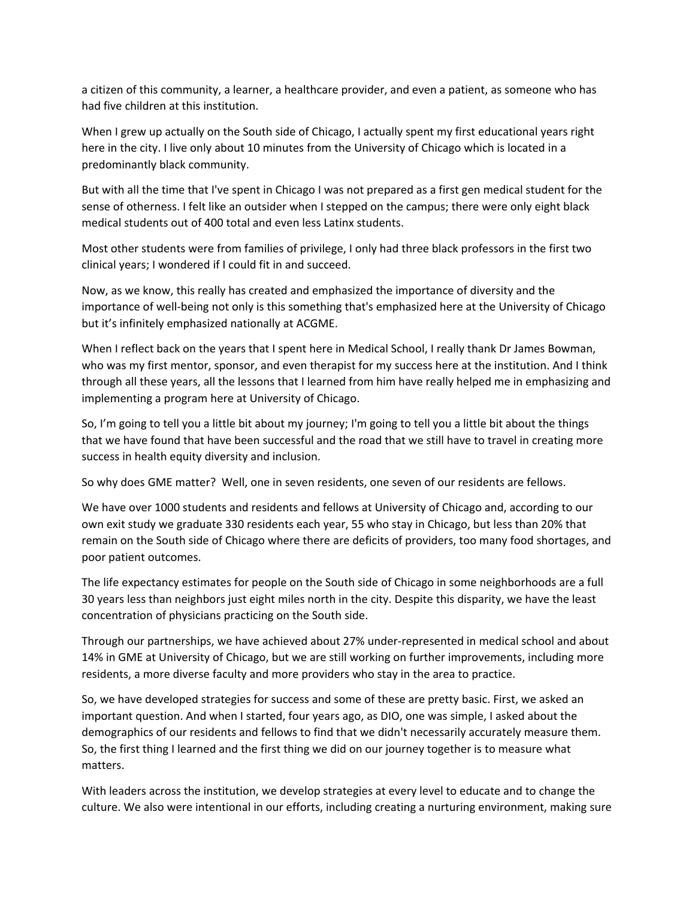a citizen of this community, a learner, a healthcare provider, and even a patient, as someone who has had five children at this institution.

When I grew up actually on the South side of Chicago, I actually spent my first educational years right here in the city. I live only about 10 minutes from the University of Chicago which is located in a predominantly black community.

But with all the time that I've spent in Chicago I was not prepared as a first gen medical student for the sense of otherness. I felt like an outsider when I stepped on the campus; there were only eight black medical students out of 400 total and even less Latinx students.

Most other students were from families of privilege, I only had three black professors in the first two clinical years; I wondered if I could fit in and succeed.

Now, as we know, this really has created and emphasized the importance of diversity and the importance of well-being not only is this something that's emphasized here at the University of Chicago but it's infinitely emphasized nationally at ACGME.

When I reflect back on the years that I spent here in Medical School, I really thank Dr James Bowman, who was my first mentor, sponsor, and even therapist for my success here at the institution. And I think through all these years, all the lessons that I learned from him have really helped me in emphasizing and implementing a program here at University of Chicago.

So, I'm going to tell you a little bit about my journey; I'm going to tell you a little bit about the things that we have found that have been successful and the road that we still have to travel in creating more success in health equity diversity and inclusion.

So why does GME matter? Well, one in seven residents, one seven of our residents are fellows.

We have over 1000 students and residents and fellows at University of Chicago and, according to our own exit study we graduate 330 residents each year, 55 who stay in Chicago, but less than 20% that remain on the South side of Chicago where there are deficits of providers, too many food shortages, and poor patient outcomes.

The life expectancy estimates for people on the South side of Chicago in some neighborhoods are a full 30 years less than neighbors just eight miles north in the city. Despite this disparity, we have the least concentration of physicians practicing on the South side.

Through our partnerships, we have achieved about 27% under-represented in medical school and about 14% in GME at University of Chicago, but we are still working on further improvements, including more residents, a more diverse faculty and more providers who stay in the area to practice.

So, we have developed strategies for success and some of these are pretty basic. First, we asked an important question. And when I started, four years ago, as DIO, one was simple, I asked about the demographics of our residents and fellows to find that we didn't necessarily accurately measure them. So, the first thing I learned and the first thing we did on our journey together is to measure what matters.

With leaders across the institution, we develop strategies at every level to educate and to change the culture. We also were intentional in our efforts, including creating a nurturing environment, making sure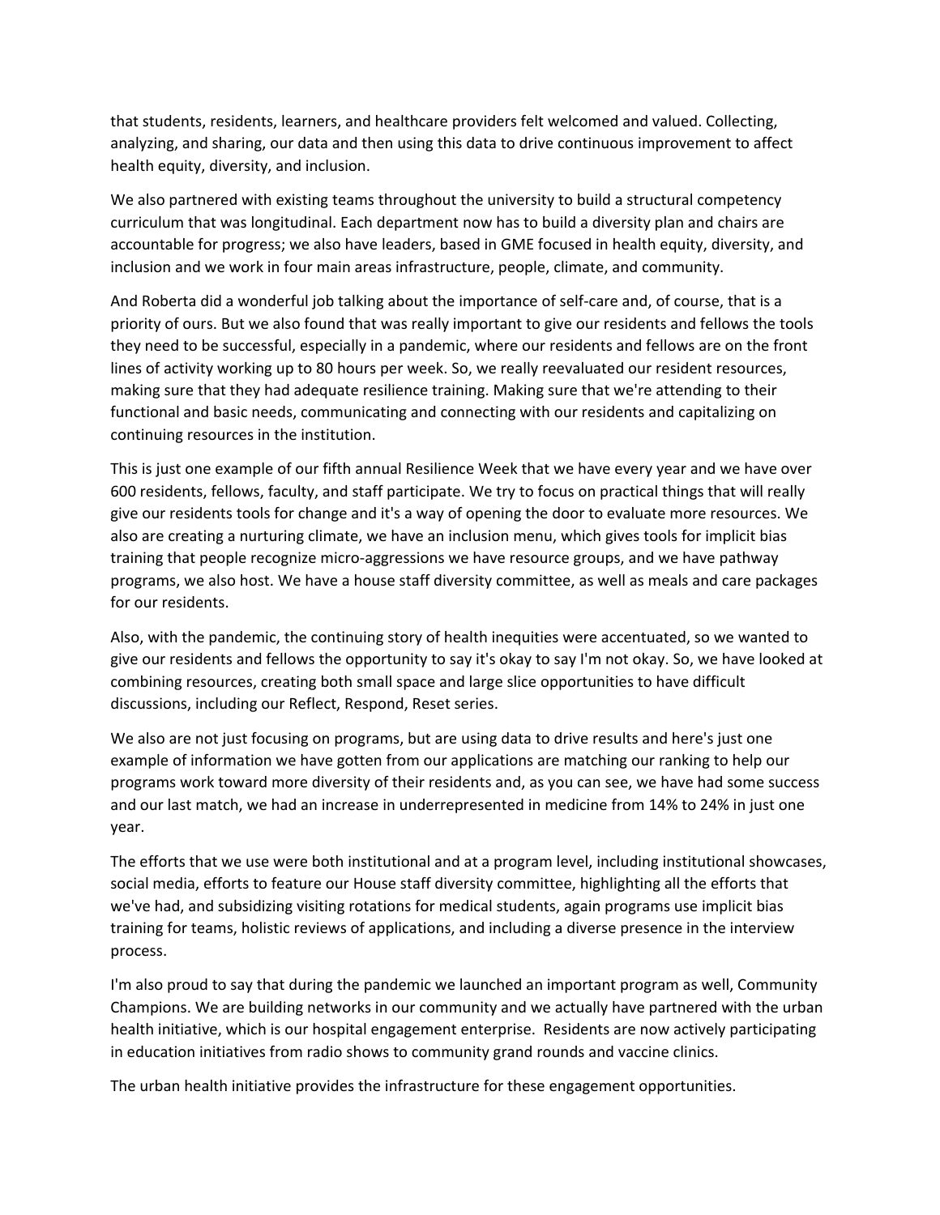that students, residents, learners, and healthcare providers felt welcomed and valued. Collecting, analyzing, and sharing, our data and then using this data to drive continuous improvement to affect health equity, diversity, and inclusion.

We also partnered with existing teams throughout the university to build a structural competency curriculum that was longitudinal. Each department now has to build a diversity plan and chairs are accountable for progress; we also have leaders, based in GME focused in health equity, diversity, and inclusion and we work in four main areas infrastructure, people, climate, and community.

And Roberta did a wonderful job talking about the importance of self-care and, of course, that is a priority of ours. But we also found that was really important to give our residents and fellows the tools they need to be successful, especially in a pandemic, where our residents and fellows are on the front lines of activity working up to 80 hours per week. So, we really reevaluated our resident resources, making sure that they had adequate resilience training. Making sure that we're attending to their functional and basic needs, communicating and connecting with our residents and capitalizing on continuing resources in the institution.

This is just one example of our fifth annual Resilience Week that we have every year and we have over 600 residents, fellows, faculty, and staff participate. We try to focus on practical things that will really give our residents tools for change and it's a way of opening the door to evaluate more resources. We also are creating a nurturing climate, we have an inclusion menu, which gives tools for implicit bias training that people recognize micro-aggressions we have resource groups, and we have pathway programs, we also host. We have a house staff diversity committee, as well as meals and care packages for our residents.

Also, with the pandemic, the continuing story of health inequities were accentuated, so we wanted to give our residents and fellows the opportunity to say it's okay to say I'm not okay. So, we have looked at combining resources, creating both small space and large slice opportunities to have difficult discussions, including our Reflect, Respond, Reset series.

We also are not just focusing on programs, but are using data to drive results and here's just one example of information we have gotten from our applications are matching our ranking to help our programs work toward more diversity of their residents and, as you can see, we have had some success and our last match, we had an increase in underrepresented in medicine from 14% to 24% in just one year.

The efforts that we use were both institutional and at a program level, including institutional showcases, social media, efforts to feature our House staff diversity committee, highlighting all the efforts that we've had, and subsidizing visiting rotations for medical students, again programs use implicit bias training for teams, holistic reviews of applications, and including a diverse presence in the interview process.

I'm also proud to say that during the pandemic we launched an important program as well, Community Champions. We are building networks in our community and we actually have partnered with the urban health initiative, which is our hospital engagement enterprise. Residents are now actively participating in education initiatives from radio shows to community grand rounds and vaccine clinics.

The urban health initiative provides the infrastructure for these engagement opportunities.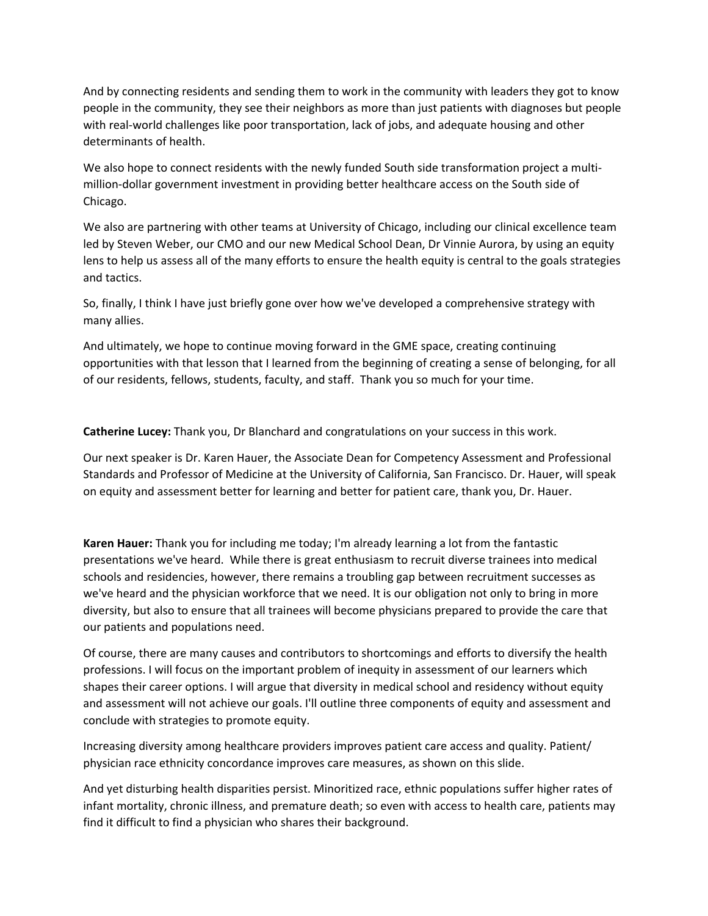And by connecting residents and sending them to work in the community with leaders they got to know people in the community, they see their neighbors as more than just patients with diagnoses but people with real-world challenges like poor transportation, lack of jobs, and adequate housing and other determinants of health.

We also hope to connect residents with the newly funded South side transformation project a multi-million-dollar government investment in providing better healthcare access on the South side of Chicago.

We also are partnering with other teams at University of Chicago, including our clinical excellence team led by Steven Weber, our CMO and our new Medical School Dean, Dr Vinnie Aurora, by using an equity lens to help us assess all of the many efforts to ensure the health equity is central to the goals strategies and tactics.

So, finally, I think I have just briefly gone over how we've developed a comprehensive strategy with many allies.

And ultimately, we hope to continue moving forward in the GME space, creating continuing opportunities with that lesson that I learned from the beginning of creating a sense of belonging, for all of our residents, fellows, students, faculty, and staff. Thank you so much for your time.

**Catherine Lucey:** Thank you, Dr Blanchard and congratulations on your success in this work.

Our next speaker is Dr. Karen Hauer, the Associate Dean for Competency Assessment and Professional Standards and Professor of Medicine at the University of California, San Francisco. Dr. Hauer, will speak on equity and assessment better for learning and better for patient care, thank you, Dr. Hauer.

**Karen Hauer:** Thank you for including me today; I'm already learning a lot from the fantastic presentations we've heard. While there is great enthusiasm to recruit diverse trainees into medical schools and residencies, however, there remains a troubling gap between recruitment successes as we've heard and the physician workforce that we need. It is our obligation not only to bring in more diversity, but also to ensure that all trainees will become physicians prepared to provide the care that our patients and populations need.

Of course, there are many causes and contributors to shortcomings and efforts to diversify the health professions. I will focus on the important problem of inequity in assessment of our learners which shapes their career options. I will argue that diversity in medical school and residency without equity and assessment will not achieve our goals. I'll outline three components of equity and assessment and conclude with strategies to promote equity.

Increasing diversity among healthcare providers improves patient care access and quality. Patient/ physician race ethnicity concordance improves care measures, as shown on this slide.

And yet disturbing health disparities persist. Minoritized race, ethnic populations suffer higher rates of infant mortality, chronic illness, and premature death; so even with access to health care, patients may find it difficult to find a physician who shares their background.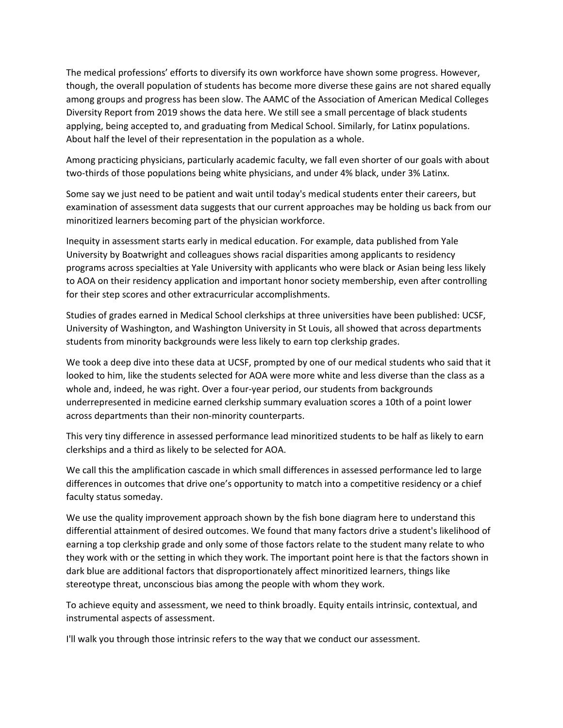The medical professions' efforts to diversify its own workforce have shown some progress. However, though, the overall population of students has become more diverse these gains are not shared equally among groups and progress has been slow. The AAMC of the Association of American Medical Colleges Diversity Report from 2019 shows the data here. We still see a small percentage of black students applying, being accepted to, and graduating from Medical School. Similarly, for Latinx populations. About half the level of their representation in the population as a whole.

Among practicing physicians, particularly academic faculty, we fall even shorter of our goals with about two-thirds of those populations being white physicians, and under 4% black, under 3% Latinx.

Some say we just need to be patient and wait until today's medical students enter their careers, but examination of assessment data suggests that our current approaches may be holding us back from our minoritized learners becoming part of the physician workforce.

Inequity in assessment starts early in medical education. For example, data published from Yale University by Boatwright and colleagues shows racial disparities among applicants to residency programs across specialties at Yale University with applicants who were black or Asian being less likely to AOA on their residency application and important honor society membership, even after controlling for their step scores and other extracurricular accomplishments.

Studies of grades earned in Medical School clerkships at three universities have been published: UCSF, University of Washington, and Washington University in St Louis, all showed that across departments students from minority backgrounds were less likely to earn top clerkship grades.

We took a deep dive into these data at UCSF, prompted by one of our medical students who said that it looked to him, like the students selected for AOA were more white and less diverse than the class as a whole and, indeed, he was right. Over a four-year period, our students from backgrounds underrepresented in medicine earned clerkship summary evaluation scores a 10th of a point lower across departments than their non-minority counterparts.

This very tiny difference in assessed performance lead minoritized students to be half as likely to earn clerkships and a third as likely to be selected for AOA.

We call this the amplification cascade in which small differences in assessed performance led to large differences in outcomes that drive one's opportunity to match into a competitive residency or a chief faculty status someday.

We use the quality improvement approach shown by the fish bone diagram here to understand this differential attainment of desired outcomes. We found that many factors drive a student's likelihood of earning a top clerkship grade and only some of those factors relate to the student many relate to who they work with or the setting in which they work. The important point here is that the factors shown in dark blue are additional factors that disproportionately affect minoritized learners, things like stereotype threat, unconscious bias among the people with whom they work.

To achieve equity and assessment, we need to think broadly. Equity entails intrinsic, contextual, and instrumental aspects of assessment.

I'll walk you through those intrinsic refers to the way that we conduct our assessment.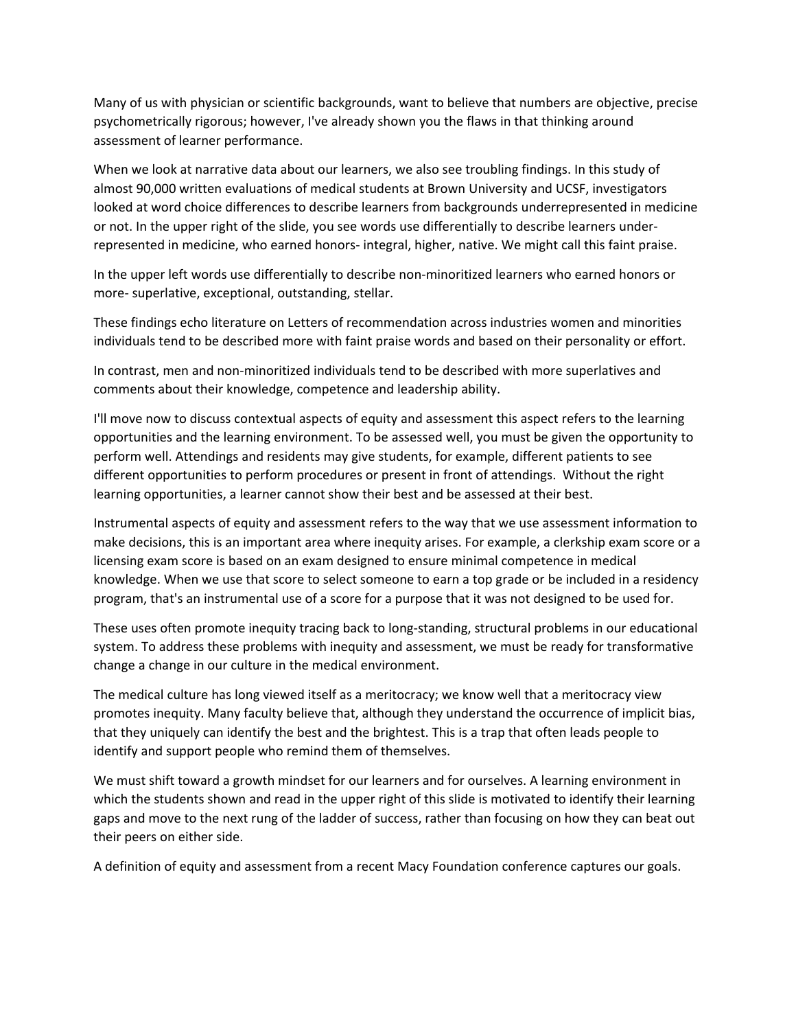Many of us with physician or scientific backgrounds, want to believe that numbers are objective, precise psychometrically rigorous; however, I've already shown you the flaws in that thinking around assessment of learner performance.

When we look at narrative data about our learners, we also see troubling findings. In this study of almost 90,000 written evaluations of medical students at Brown University and UCSF, investigators looked at word choice differences to describe learners from backgrounds underrepresented in medicine or not. In the upper right of the slide, you see words use differentially to describe learners under-represented in medicine, who earned honors- integral, higher, native. We might call this faint praise.

In the upper left words use differentially to describe non-minoritized learners who earned honors or more- superlative, exceptional, outstanding, stellar.

These findings echo literature on Letters of recommendation across industries women and minorities individuals tend to be described more with faint praise words and based on their personality or effort.

In contrast, men and non-minoritized individuals tend to be described with more superlatives and comments about their knowledge, competence and leadership ability.

I'll move now to discuss contextual aspects of equity and assessment this aspect refers to the learning opportunities and the learning environment. To be assessed well, you must be given the opportunity to perform well. Attendings and residents may give students, for example, different patients to see different opportunities to perform procedures or present in front of attendings. Without the right learning opportunities, a learner cannot show their best and be assessed at their best.

Instrumental aspects of equity and assessment refers to the way that we use assessment information to make decisions, this is an important area where inequity arises. For example, a clerkship exam score or a licensing exam score is based on an exam designed to ensure minimal competence in medical knowledge. When we use that score to select someone to earn a top grade or be included in a residency program, that's an instrumental use of a score for a purpose that it was not designed to be used for.

These uses often promote inequity tracing back to long-standing, structural problems in our educational system. To address these problems with inequity and assessment, we must be ready for transformative change a change in our culture in the medical environment.

The medical culture has long viewed itself as a meritocracy; we know well that a meritocracy view promotes inequity. Many faculty believe that, although they understand the occurrence of implicit bias, that they uniquely can identify the best and the brightest. This is a trap that often leads people to identify and support people who remind them of themselves.

We must shift toward a growth mindset for our learners and for ourselves. A learning environment in which the students shown and read in the upper right of this slide is motivated to identify their learning gaps and move to the next rung of the ladder of success, rather than focusing on how they can beat out their peers on either side.

A definition of equity and assessment from a recent Macy Foundation conference captures our goals.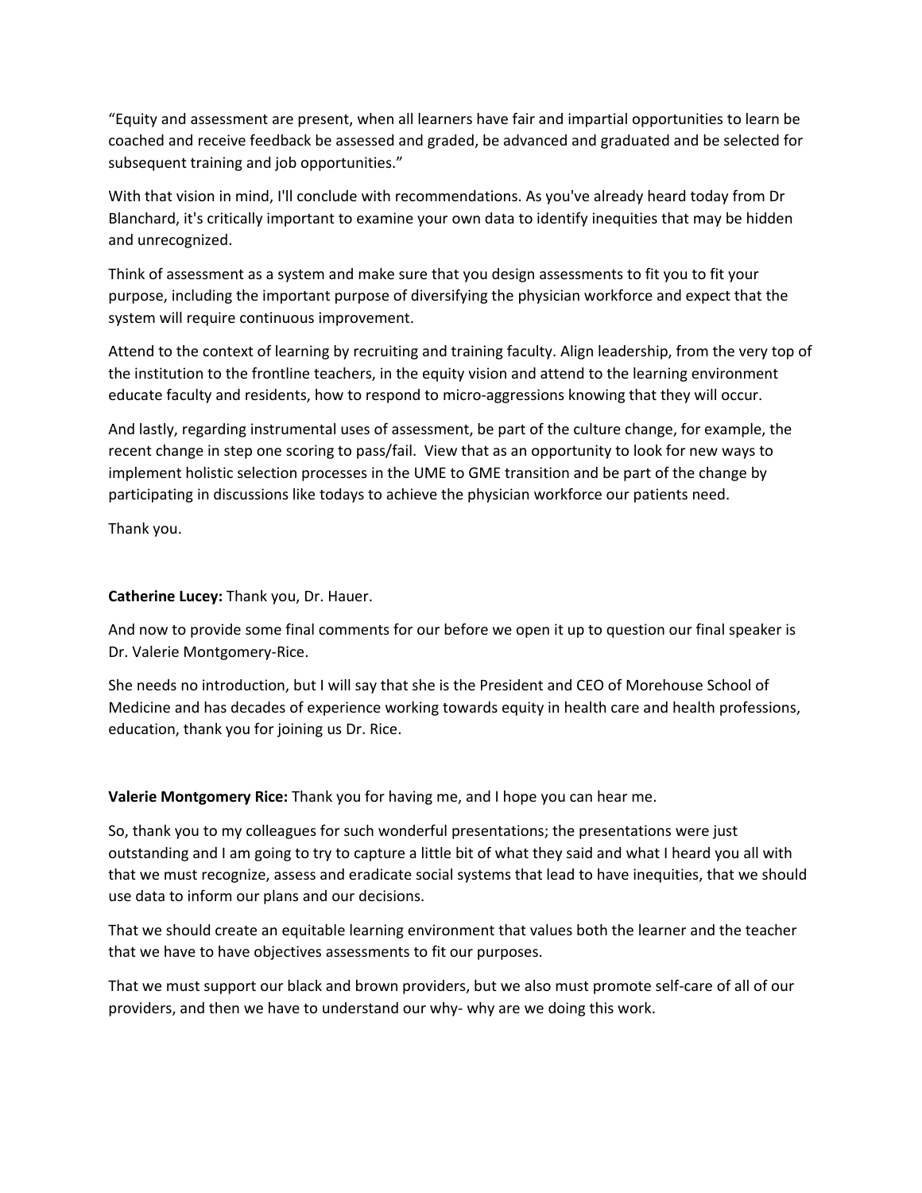"Equity and assessment are present, when all learners have fair and impartial opportunities to learn be coached and receive feedback be assessed and graded, be advanced and graduated and be selected for subsequent training and job opportunities."

With that vision in mind, I'll conclude with recommendations. As you've already heard today from Dr Blanchard, it's critically important to examine your own data to identify inequities that may be hidden and unrecognized.

Think of assessment as a system and make sure that you design assessments to fit you to fit your purpose, including the important purpose of diversifying the physician workforce and expect that the system will require continuous improvement.

Attend to the context of learning by recruiting and training faculty. Align leadership, from the very top of the institution to the frontline teachers, in the equity vision and attend to the learning environment educate faculty and residents, how to respond to micro-aggressions knowing that they will occur.

And lastly, regarding instrumental uses of assessment, be part of the culture change, for example, the recent change in step one scoring to pass/fail. View that as an opportunity to look for new ways to implement holistic selection processes in the UME to GME transition and be part of the change by participating in discussions like todays to achieve the physician workforce our patients need.

Thank you.

**Catherine Lucey:** Thank you, Dr. Hauer.

And now to provide some final comments for our before we open it up to question our final speaker is Dr. Valerie Montgomery-Rice.

She needs no introduction, but I will say that she is the President and CEO of Morehouse School of Medicine and has decades of experience working towards equity in health care and health professions, education, thank you for joining us Dr. Rice.

**Valerie Montgomery Rice:** Thank you for having me, and I hope you can hear me.

So, thank you to my colleagues for such wonderful presentations; the presentations were just outstanding and I am going to try to capture a little bit of what they said and what I heard you all with that we must recognize, assess and eradicate social systems that lead to have inequities, that we should use data to inform our plans and our decisions.

That we should create an equitable learning environment that values both the learner and the teacher that we have to have objectives assessments to fit our purposes.

That we must support our black and brown providers, but we also must promote self-care of all of our providers, and then we have to understand our why- why are we doing this work.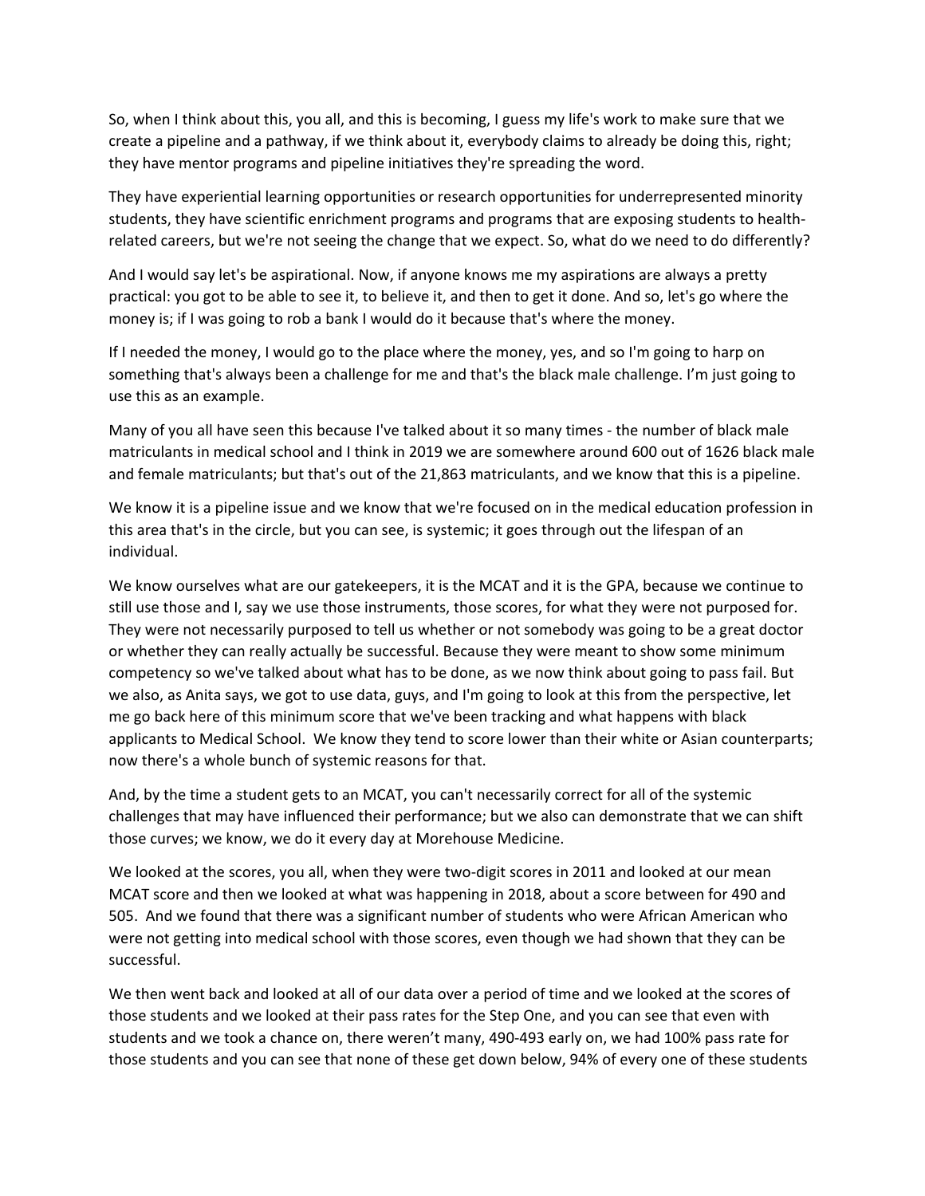So, when I think about this, you all, and this is becoming, I guess my life's work to make sure that we create a pipeline and a pathway, if we think about it, everybody claims to already be doing this, right; they have mentor programs and pipeline initiatives they're spreading the word.

They have experiential learning opportunities or research opportunities for underrepresented minority students, they have scientific enrichment programs and programs that are exposing students to health-related careers, but we're not seeing the change that we expect. So, what do we need to do differently?

And I would say let's be aspirational. Now, if anyone knows me my aspirations are always a pretty practical: you got to be able to see it, to believe it, and then to get it done. And so, let's go where the money is; if I was going to rob a bank I would do it because that's where the money.

If I needed the money, I would go to the place where the money, yes, and so I'm going to harp on something that's always been a challenge for me and that's the black male challenge. I'm just going to use this as an example.

Many of you all have seen this because I've talked about it so many times - the number of black male matriculants in medical school and I think in 2019 we are somewhere around 600 out of 1626 black male and female matriculants; but that's out of the 21,863 matriculants, and we know that this is a pipeline.

We know it is a pipeline issue and we know that we're focused on in the medical education profession in this area that's in the circle, but you can see, is systemic; it goes through out the lifespan of an individual.

We know ourselves what are our gatekeepers, it is the MCAT and it is the GPA, because we continue to still use those and I, say we use those instruments, those scores, for what they were not purposed for. They were not necessarily purposed to tell us whether or not somebody was going to be a great doctor or whether they can really actually be successful. Because they were meant to show some minimum competency so we've talked about what has to be done, as we now think about going to pass fail. But we also, as Anita says, we got to use data, guys, and I'm going to look at this from the perspective, let me go back here of this minimum score that we've been tracking and what happens with black applicants to Medical School. We know they tend to score lower than their white or Asian counterparts; now there's a whole bunch of systemic reasons for that.

And, by the time a student gets to an MCAT, you can't necessarily correct for all of the systemic challenges that may have influenced their performance; but we also can demonstrate that we can shift those curves; we know, we do it every day at Morehouse Medicine.

We looked at the scores, you all, when they were two-digit scores in 2011 and looked at our mean MCAT score and then we looked at what was happening in 2018, about a score between for 490 and 505. And we found that there was a significant number of students who were African American who were not getting into medical school with those scores, even though we had shown that they can be successful.

We then went back and looked at all of our data over a period of time and we looked at the scores of those students and we looked at their pass rates for the Step One, and you can see that even with students and we took a chance on, there weren't many, 490-493 early on, we had 100% pass rate for those students and you can see that none of these get down below, 94% of every one of these students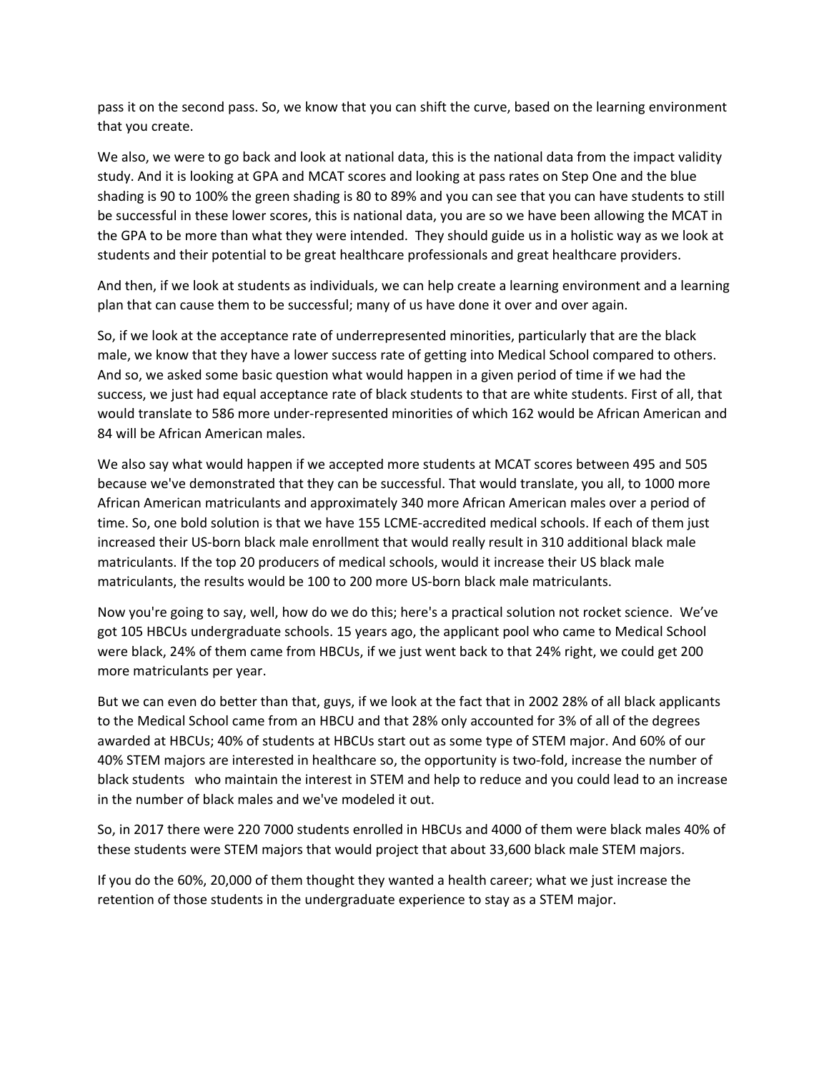pass it on the second pass. So, we know that you can shift the curve, based on the learning environment that you create.

We also, we were to go back and look at national data, this is the national data from the impact validity study. And it is looking at GPA and MCAT scores and looking at pass rates on Step One and the blue shading is 90 to 100% the green shading is 80 to 89% and you can see that you can have students to still be successful in these lower scores, this is national data, you are so we have been allowing the MCAT in the GPA to be more than what they were intended. They should guide us in a holistic way as we look at students and their potential to be great healthcare professionals and great healthcare providers.

And then, if we look at students as individuals, we can help create a learning environment and a learning plan that can cause them to be successful; many of us have done it over and over again.

So, if we look at the acceptance rate of underrepresented minorities, particularly that are the black male, we know that they have a lower success rate of getting into Medical School compared to others. And so, we asked some basic question what would happen in a given period of time if we had the success, we just had equal acceptance rate of black students to that are white students. First of all, that would translate to 586 more under-represented minorities of which 162 would be African American and 84 will be African American males.

We also say what would happen if we accepted more students at MCAT scores between 495 and 505 because we've demonstrated that they can be successful. That would translate, you all, to 1000 more African American matriculants and approximately 340 more African American males over a period of time. So, one bold solution is that we have 155 LCME-accredited medical schools. If each of them just increased their US-born black male enrollment that would really result in 310 additional black male matriculants. If the top 20 producers of medical schools, would it increase their US black male matriculants, the results would be 100 to 200 more US-born black male matriculants.

Now you're going to say, well, how do we do this; here's a practical solution not rocket science. We've got 105 HBCUs undergraduate schools. 15 years ago, the applicant pool who came to Medical School were black, 24% of them came from HBCUs, if we just went back to that 24% right, we could get 200 more matriculants per year.

But we can even do better than that, guys, if we look at the fact that in 2002 28% of all black applicants to the Medical School came from an HBCU and that 28% only accounted for 3% of all of the degrees awarded at HBCUs; 40% of students at HBCUs start out as some type of STEM major. And 60% of our 40% STEM majors are interested in healthcare so, the opportunity is two-fold, increase the number of black students who maintain the interest in STEM and help to reduce and you could lead to an increase in the number of black males and we've modeled it out.

So, in 2017 there were 220 7000 students enrolled in HBCUs and 4000 of them were black males 40% of these students were STEM majors that would project that about 33,600 black male STEM majors.

If you do the 60%, 20,000 of them thought they wanted a health career; what we just increase the retention of those students in the undergraduate experience to stay as a STEM major.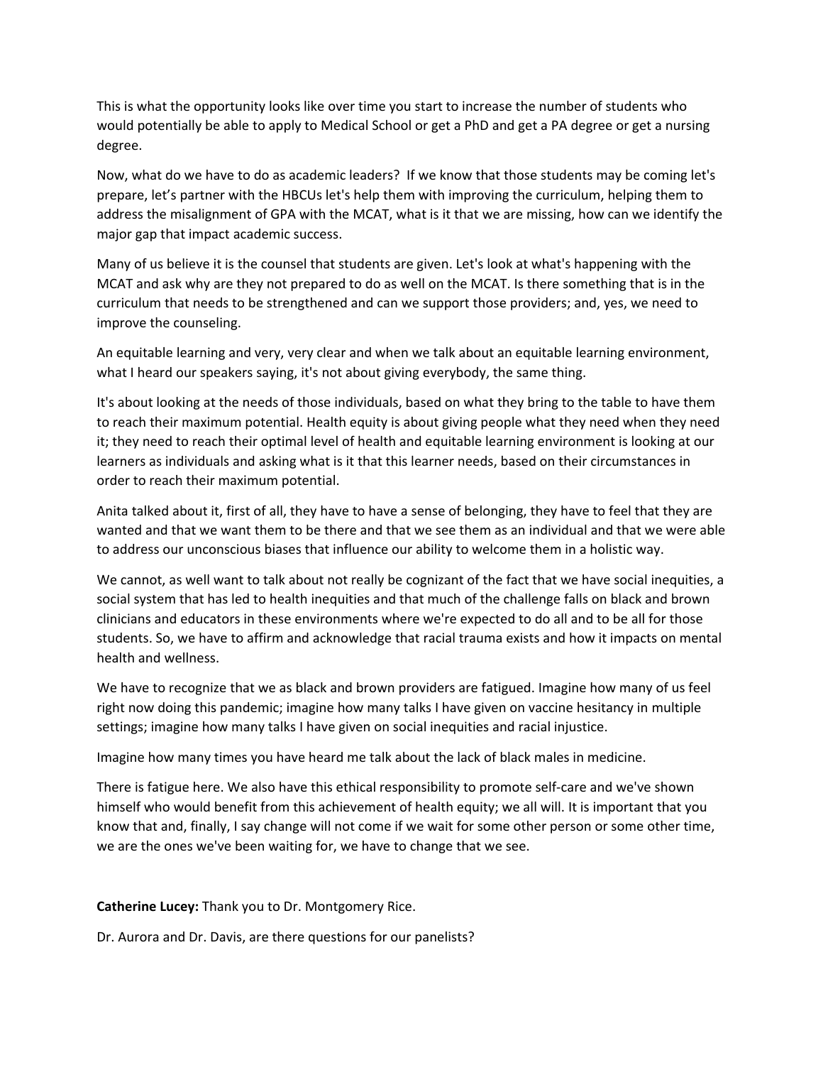This is what the opportunity looks like over time you start to increase the number of students who would potentially be able to apply to Medical School or get a PhD and get a PA degree or get a nursing degree.

Now, what do we have to do as academic leaders? If we know that those students may be coming let's prepare, let's partner with the HBCUs let's help them with improving the curriculum, helping them to address the misalignment of GPA with the MCAT, what is it that we are missing, how can we identify the major gap that impact academic success.

Many of us believe it is the counsel that students are given. Let's look at what's happening with the MCAT and ask why are they not prepared to do as well on the MCAT. Is there something that is in the curriculum that needs to be strengthened and can we support those providers; and, yes, we need to improve the counseling.

An equitable learning and very, very clear and when we talk about an equitable learning environment, what I heard our speakers saying, it's not about giving everybody, the same thing.

It's about looking at the needs of those individuals, based on what they bring to the table to have them to reach their maximum potential. Health equity is about giving people what they need when they need it; they need to reach their optimal level of health and equitable learning environment is looking at our learners as individuals and asking what is it that this learner needs, based on their circumstances in order to reach their maximum potential.

Anita talked about it, first of all, they have to have a sense of belonging, they have to feel that they are wanted and that we want them to be there and that we see them as an individual and that we were able to address our unconscious biases that influence our ability to welcome them in a holistic way.

We cannot, as well want to talk about not really be cognizant of the fact that we have social inequities, a social system that has led to health inequities and that much of the challenge falls on black and brown clinicians and educators in these environments where we're expected to do all and to be all for those students. So, we have to affirm and acknowledge that racial trauma exists and how it impacts on mental health and wellness.

We have to recognize that we as black and brown providers are fatigued. Imagine how many of us feel right now doing this pandemic; imagine how many talks I have given on vaccine hesitancy in multiple settings; imagine how many talks I have given on social inequities and racial injustice.

Imagine how many times you have heard me talk about the lack of black males in medicine.

There is fatigue here. We also have this ethical responsibility to promote self-care and we've shown himself who would benefit from this achievement of health equity; we all will. It is important that you know that and, finally, I say change will not come if we wait for some other person or some other time, we are the ones we've been waiting for, we have to change that we see.

**Catherine Lucey:** Thank you to Dr. Montgomery Rice.

Dr. Aurora and Dr. Davis, are there questions for our panelists?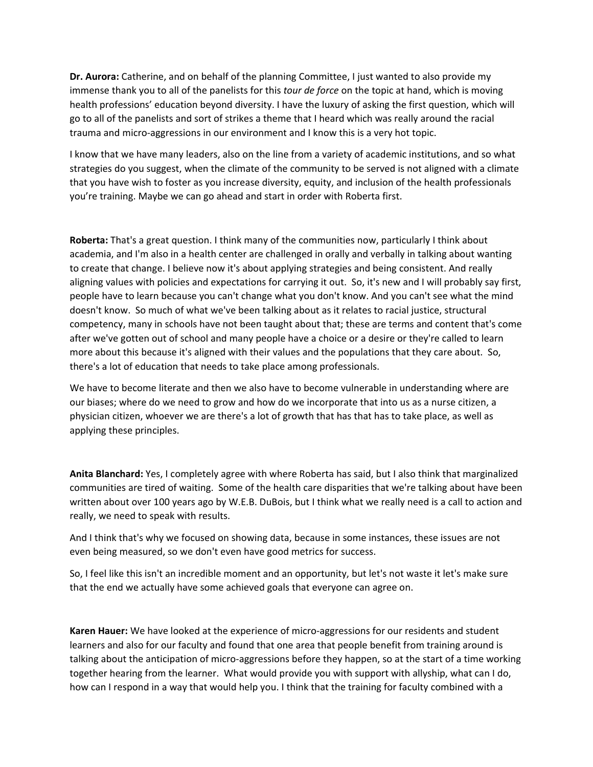**Dr. Aurora:** Catherine, and on behalf of the planning Committee, I just wanted to also provide my immense thank you to all of the panelists for this *tour de force* on the topic at hand, which is moving health professions' education beyond diversity. I have the luxury of asking the first question, which will go to all of the panelists and sort of strikes a theme that I heard which was really around the racial trauma and micro-aggressions in our environment and I know this is a very hot topic.

I know that we have many leaders, also on the line from a variety of academic institutions, and so what strategies do you suggest, when the climate of the community to be served is not aligned with a climate that you have wish to foster as you increase diversity, equity, and inclusion of the health professionals you're training. Maybe we can go ahead and start in order with Roberta first.

**Roberta:** That's a great question. I think many of the communities now, particularly I think about academia, and I'm also in a health center are challenged in orally and verbally in talking about wanting to create that change. I believe now it's about applying strategies and being consistent. And really aligning values with policies and expectations for carrying it out. So, it's new and I will probably say first, people have to learn because you can't change what you don't know. And you can't see what the mind doesn't know. So much of what we've been talking about as it relates to racial justice, structural competency, many in schools have not been taught about that; these are terms and content that's come after we've gotten out of school and many people have a choice or a desire or they're called to learn more about this because it's aligned with their values and the populations that they care about. So, there's a lot of education that needs to take place among professionals.

We have to become literate and then we also have to become vulnerable in understanding where are our biases; where do we need to grow and how do we incorporate that into us as a nurse citizen, a physician citizen, whoever we are there's a lot of growth that has that has to take place, as well as applying these principles.

**Anita Blanchard:** Yes, I completely agree with where Roberta has said, but I also think that marginalized communities are tired of waiting. Some of the health care disparities that we're talking about have been written about over 100 years ago by W.E.B. DuBois, but I think what we really need is a call to action and really, we need to speak with results.

And I think that's why we focused on showing data, because in some instances, these issues are not even being measured, so we don't even have good metrics for success.

So, I feel like this isn't an incredible moment and an opportunity, but let's not waste it let's make sure that the end we actually have some achieved goals that everyone can agree on.

**Karen Hauer:** We have looked at the experience of micro-aggressions for our residents and student learners and also for our faculty and found that one area that people benefit from training around is talking about the anticipation of micro-aggressions before they happen, so at the start of a time working together hearing from the learner. What would provide you with support with allyship, what can I do, how can I respond in a way that would help you. I think that the training for faculty combined with a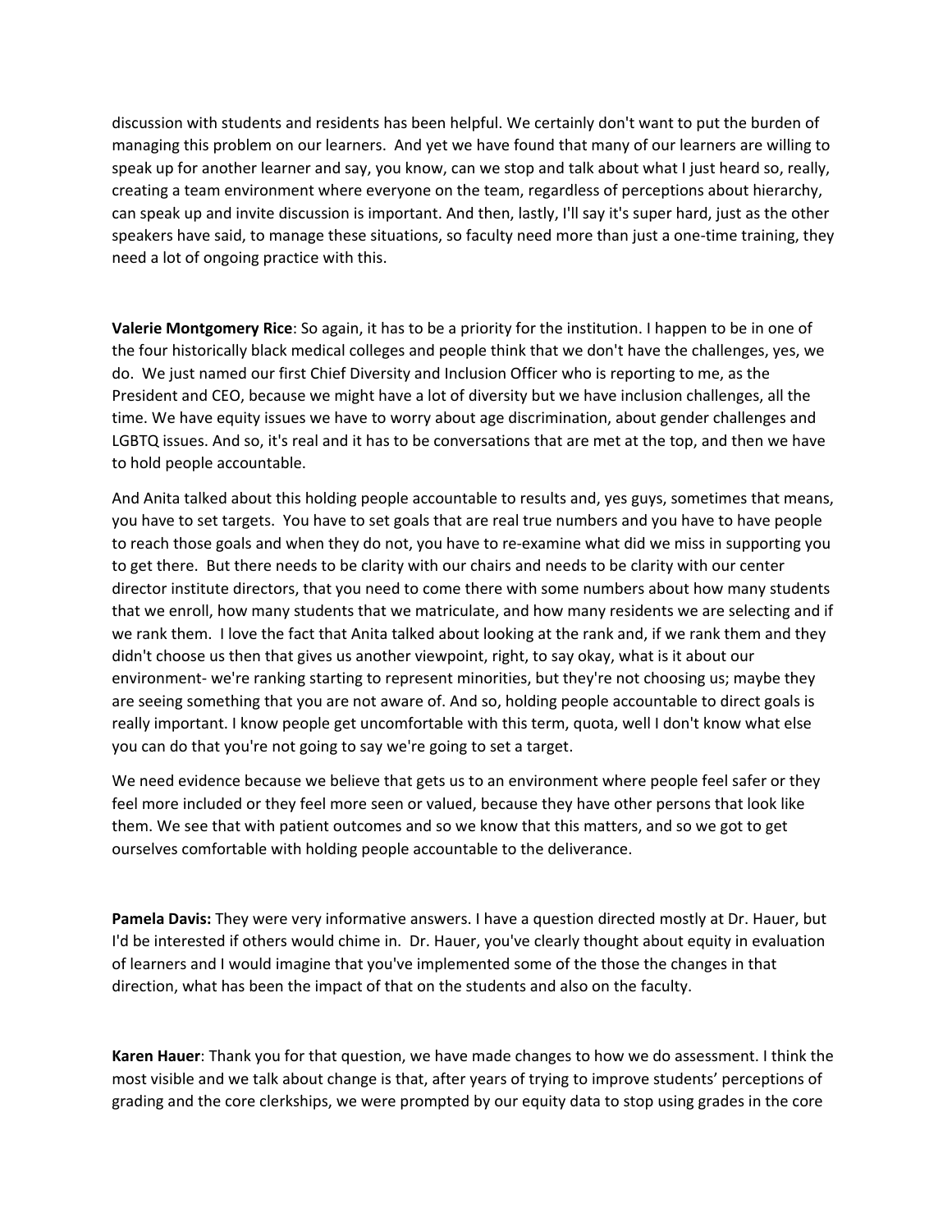discussion with students and residents has been helpful. We certainly don't want to put the burden of managing this problem on our learners. And yet we have found that many of our learners are willing to speak up for another learner and say, you know, can we stop and talk about what I just heard so, really, creating a team environment where everyone on the team, regardless of perceptions about hierarchy, can speak up and invite discussion is important. And then, lastly, I'll say it's super hard, just as the other speakers have said, to manage these situations, so faculty need more than just a one-time training, they need a lot of ongoing practice with this.

**Valerie Montgomery Rice**: So again, it has to be a priority for the institution. I happen to be in one of the four historically black medical colleges and people think that we don't have the challenges, yes, we do. We just named our first Chief Diversity and Inclusion Officer who is reporting to me, as the President and CEO, because we might have a lot of diversity but we have inclusion challenges, all the time. We have equity issues we have to worry about age discrimination, about gender challenges and LGBTQ issues. And so, it's real and it has to be conversations that are met at the top, and then we have to hold people accountable.

And Anita talked about this holding people accountable to results and, yes guys, sometimes that means, you have to set targets. You have to set goals that are real true numbers and you have to have people to reach those goals and when they do not, you have to re-examine what did we miss in supporting you to get there. But there needs to be clarity with our chairs and needs to be clarity with our center director institute directors, that you need to come there with some numbers about how many students that we enroll, how many students that we matriculate, and how many residents we are selecting and if we rank them. I love the fact that Anita talked about looking at the rank and, if we rank them and they didn't choose us then that gives us another viewpoint, right, to say okay, what is it about our environment- we're ranking starting to represent minorities, but they're not choosing us; maybe they are seeing something that you are not aware of. And so, holding people accountable to direct goals is really important. I know people get uncomfortable with this term, quota, well I don't know what else you can do that you're not going to say we're going to set a target.

We need evidence because we believe that gets us to an environment where people feel safer or they feel more included or they feel more seen or valued, because they have other persons that look like them. We see that with patient outcomes and so we know that this matters, and so we got to get ourselves comfortable with holding people accountable to the deliverance.

**Pamela Davis:** They were very informative answers. I have a question directed mostly at Dr. Hauer, but I'd be interested if others would chime in. Dr. Hauer, you've clearly thought about equity in evaluation of learners and I would imagine that you've implemented some of the those the changes in that direction, what has been the impact of that on the students and also on the faculty.

**Karen Hauer**: Thank you for that question, we have made changes to how we do assessment. I think the most visible and we talk about change is that, after years of trying to improve students' perceptions of grading and the core clerkships, we were prompted by our equity data to stop using grades in the core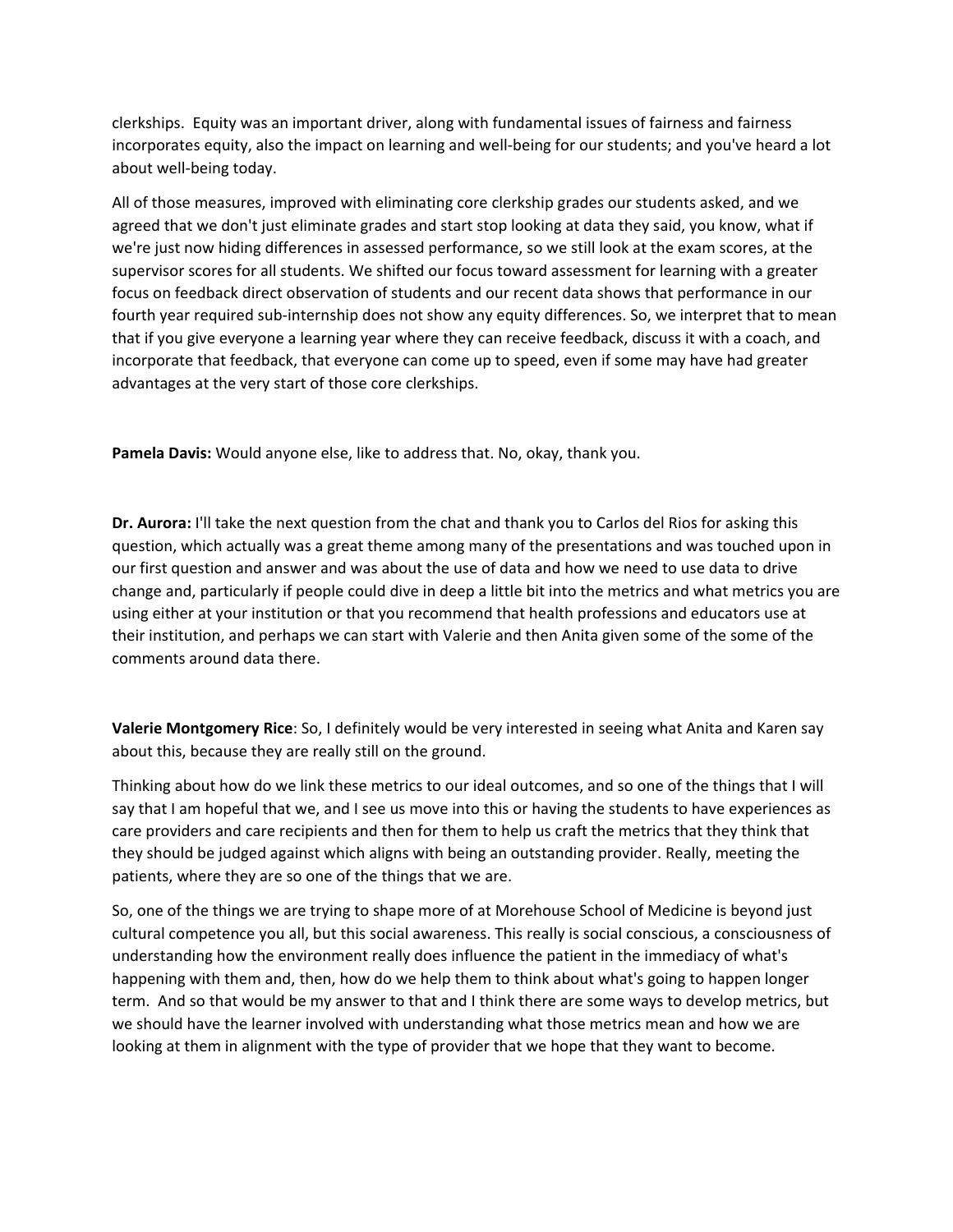clerkships.  Equity was an important driver, along with fundamental issues of fairness and fairness incorporates equity, also the impact on learning and well-being for our students; and you've heard a lot about well-being today.

All of those measures, improved with eliminating core clerkship grades our students asked, and we agreed that we don't just eliminate grades and start stop looking at data they said, you know, what if we're just now hiding differences in assessed performance, so we still look at the exam scores, at the supervisor scores for all students. We shifted our focus toward assessment for learning with a greater focus on feedback direct observation of students and our recent data shows that performance in our fourth year required sub-internship does not show any equity differences. So, we interpret that to mean that if you give everyone a learning year where they can receive feedback, discuss it with a coach, and incorporate that feedback, that everyone can come up to speed, even if some may have had greater advantages at the very start of those core clerkships.

**Pamela Davis:** Would anyone else, like to address that. No, okay, thank you.

**Dr. Aurora:** I'll take the next question from the chat and thank you to Carlos del Rios for asking this question, which actually was a great theme among many of the presentations and was touched upon in our first question and answer and was about the use of data and how we need to use data to drive change and, particularly if people could dive in deep a little bit into the metrics and what metrics you are using either at your institution or that you recommend that health professions and educators use at their institution, and perhaps we can start with Valerie and then Anita given some of the some of the comments around data there.

**Valerie Montgomery Rice**: So, I definitely would be very interested in seeing what Anita and Karen say about this, because they are really still on the ground.

Thinking about how do we link these metrics to our ideal outcomes, and so one of the things that I will say that I am hopeful that we, and I see us move into this or having the students to have experiences as care providers and care recipients and then for them to help us craft the metrics that they think that they should be judged against which aligns with being an outstanding provider. Really, meeting the patients, where they are so one of the things that we are.

So, one of the things we are trying to shape more of at Morehouse School of Medicine is beyond just cultural competence you all, but this social awareness. This really is social conscious, a consciousness of understanding how the environment really does influence the patient in the immediacy of what's happening with them and, then, how do we help them to think about what's going to happen longer term.  And so that would be my answer to that and I think there are some ways to develop metrics, but we should have the learner involved with understanding what those metrics mean and how we are looking at them in alignment with the type of provider that we hope that they want to become.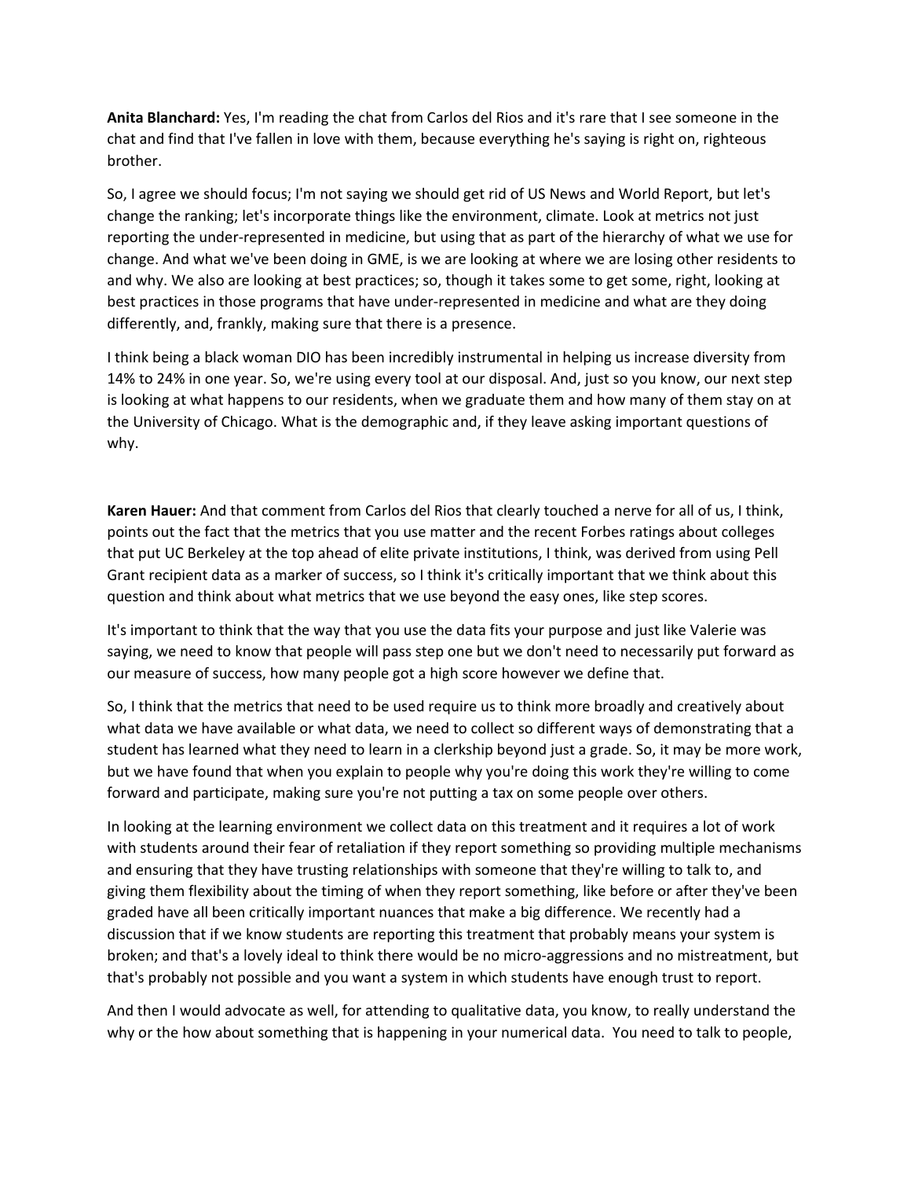**Anita Blanchard:** Yes, I'm reading the chat from Carlos del Rios and it's rare that I see someone in the chat and find that I've fallen in love with them, because everything he's saying is right on, righteous brother.

So, I agree we should focus; I'm not saying we should get rid of US News and World Report, but let's change the ranking; let's incorporate things like the environment, climate. Look at metrics not just reporting the under-represented in medicine, but using that as part of the hierarchy of what we use for change. And what we've been doing in GME, is we are looking at where we are losing other residents to and why. We also are looking at best practices; so, though it takes some to get some, right, looking at best practices in those programs that have under-represented in medicine and what are they doing differently, and, frankly, making sure that there is a presence.

I think being a black woman DIO has been incredibly instrumental in helping us increase diversity from 14% to 24% in one year. So, we're using every tool at our disposal. And, just so you know, our next step is looking at what happens to our residents, when we graduate them and how many of them stay on at the University of Chicago. What is the demographic and, if they leave asking important questions of why.

**Karen Hauer:** And that comment from Carlos del Rios that clearly touched a nerve for all of us, I think, points out the fact that the metrics that you use matter and the recent Forbes ratings about colleges that put UC Berkeley at the top ahead of elite private institutions, I think, was derived from using Pell Grant recipient data as a marker of success, so I think it's critically important that we think about this question and think about what metrics that we use beyond the easy ones, like step scores.

It's important to think that the way that you use the data fits your purpose and just like Valerie was saying, we need to know that people will pass step one but we don't need to necessarily put forward as our measure of success, how many people got a high score however we define that.

So, I think that the metrics that need to be used require us to think more broadly and creatively about what data we have available or what data, we need to collect so different ways of demonstrating that a student has learned what they need to learn in a clerkship beyond just a grade. So, it may be more work, but we have found that when you explain to people why you're doing this work they're willing to come forward and participate, making sure you're not putting a tax on some people over others.

In looking at the learning environment we collect data on this treatment and it requires a lot of work with students around their fear of retaliation if they report something so providing multiple mechanisms and ensuring that they have trusting relationships with someone that they're willing to talk to, and giving them flexibility about the timing of when they report something, like before or after they've been graded have all been critically important nuances that make a big difference. We recently had a discussion that if we know students are reporting this treatment that probably means your system is broken; and that's a lovely ideal to think there would be no micro-aggressions and no mistreatment, but that's probably not possible and you want a system in which students have enough trust to report.

And then I would advocate as well, for attending to qualitative data, you know, to really understand the why or the how about something that is happening in your numerical data. You need to talk to people,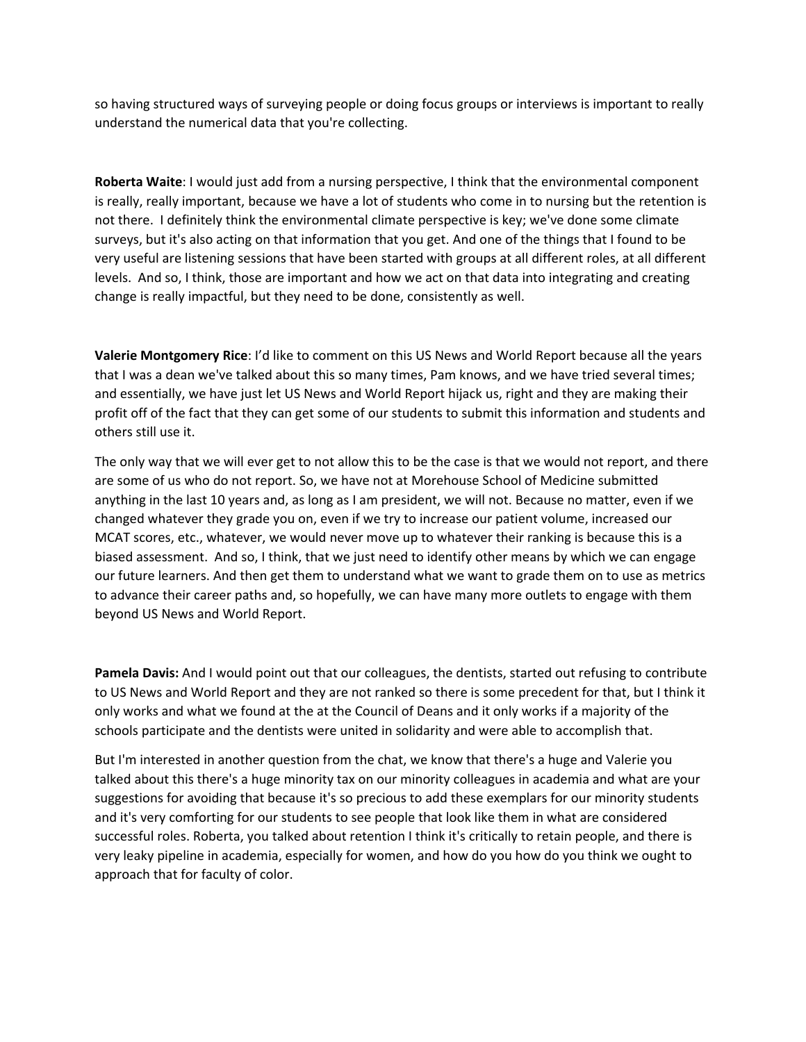so having structured ways of surveying people or doing focus groups or interviews is important to really understand the numerical data that you're collecting.

**Roberta Waite**: I would just add from a nursing perspective, I think that the environmental component is really, really important, because we have a lot of students who come in to nursing but the retention is not there. I definitely think the environmental climate perspective is key; we've done some climate surveys, but it's also acting on that information that you get. And one of the things that I found to be very useful are listening sessions that have been started with groups at all different roles, at all different levels. And so, I think, those are important and how we act on that data into integrating and creating change is really impactful, but they need to be done, consistently as well.

**Valerie Montgomery Rice**: I'd like to comment on this US News and World Report because all the years that I was a dean we've talked about this so many times, Pam knows, and we have tried several times; and essentially, we have just let US News and World Report hijack us, right and they are making their profit off of the fact that they can get some of our students to submit this information and students and others still use it.

The only way that we will ever get to not allow this to be the case is that we would not report, and there are some of us who do not report. So, we have not at Morehouse School of Medicine submitted anything in the last 10 years and, as long as I am president, we will not. Because no matter, even if we changed whatever they grade you on, even if we try to increase our patient volume, increased our MCAT scores, etc., whatever, we would never move up to whatever their ranking is because this is a biased assessment. And so, I think, that we just need to identify other means by which we can engage our future learners. And then get them to understand what we want to grade them on to use as metrics to advance their career paths and, so hopefully, we can have many more outlets to engage with them beyond US News and World Report.

**Pamela Davis:** And I would point out that our colleagues, the dentists, started out refusing to contribute to US News and World Report and they are not ranked so there is some precedent for that, but I think it only works and what we found at the at the Council of Deans and it only works if a majority of the schools participate and the dentists were united in solidarity and were able to accomplish that.

But I'm interested in another question from the chat, we know that there's a huge and Valerie you talked about this there's a huge minority tax on our minority colleagues in academia and what are your suggestions for avoiding that because it's so precious to add these exemplars for our minority students and it's very comforting for our students to see people that look like them in what are considered successful roles. Roberta, you talked about retention I think it's critically to retain people, and there is very leaky pipeline in academia, especially for women, and how do you how do you think we ought to approach that for faculty of color.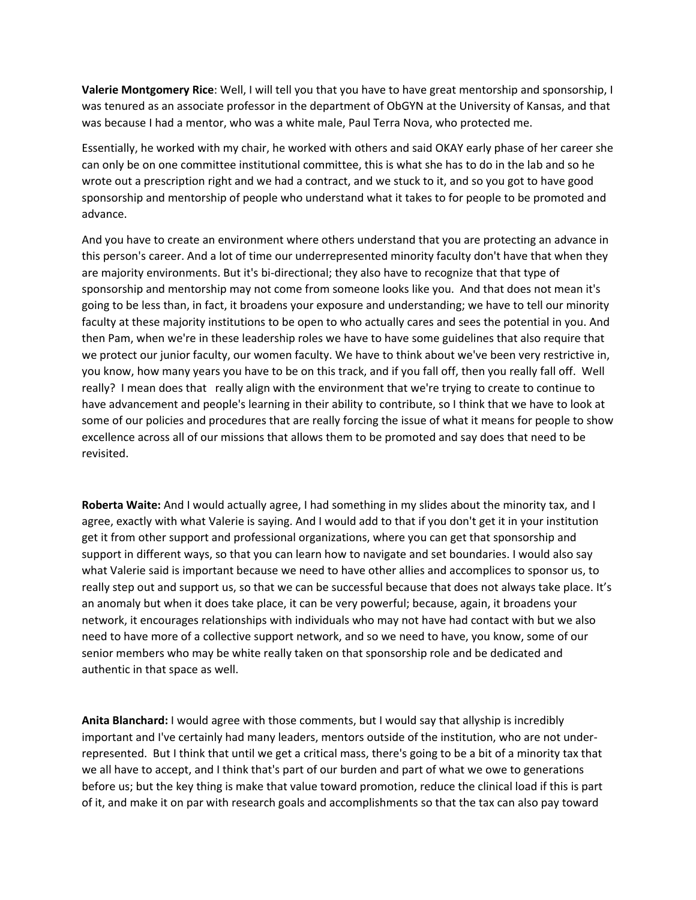**Valerie Montgomery Rice**: Well, I will tell you that you have to have great mentorship and sponsorship, I was tenured as an associate professor in the department of ObGYN at the University of Kansas, and that was because I had a mentor, who was a white male, Paul Terra Nova, who protected me.

Essentially, he worked with my chair, he worked with others and said OKAY early phase of her career she can only be on one committee institutional committee, this is what she has to do in the lab and so he wrote out a prescription right and we had a contract, and we stuck to it, and so you got to have good sponsorship and mentorship of people who understand what it takes to for people to be promoted and advance.

And you have to create an environment where others understand that you are protecting an advance in this person's career. And a lot of time our underrepresented minority faculty don't have that when they are majority environments. But it's bi-directional; they also have to recognize that that type of sponsorship and mentorship may not come from someone looks like you. And that does not mean it's going to be less than, in fact, it broadens your exposure and understanding; we have to tell our minority faculty at these majority institutions to be open to who actually cares and sees the potential in you. And then Pam, when we're in these leadership roles we have to have some guidelines that also require that we protect our junior faculty, our women faculty. We have to think about we've been very restrictive in, you know, how many years you have to be on this track, and if you fall off, then you really fall off. Well really? I mean does that really align with the environment that we're trying to create to continue to have advancement and people's learning in their ability to contribute, so I think that we have to look at some of our policies and procedures that are really forcing the issue of what it means for people to show excellence across all of our missions that allows them to be promoted and say does that need to be revisited.

**Roberta Waite:** And I would actually agree, I had something in my slides about the minority tax, and I agree, exactly with what Valerie is saying. And I would add to that if you don't get it in your institution get it from other support and professional organizations, where you can get that sponsorship and support in different ways, so that you can learn how to navigate and set boundaries. I would also say what Valerie said is important because we need to have other allies and accomplices to sponsor us, to really step out and support us, so that we can be successful because that does not always take place. It's an anomaly but when it does take place, it can be very powerful; because, again, it broadens your network, it encourages relationships with individuals who may not have had contact with but we also need to have more of a collective support network, and so we need to have, you know, some of our senior members who may be white really taken on that sponsorship role and be dedicated and authentic in that space as well.

**Anita Blanchard:** I would agree with those comments, but I would say that allyship is incredibly important and I've certainly had many leaders, mentors outside of the institution, who are not under-represented. But I think that until we get a critical mass, there's going to be a bit of a minority tax that we all have to accept, and I think that's part of our burden and part of what we owe to generations before us; but the key thing is make that value toward promotion, reduce the clinical load if this is part of it, and make it on par with research goals and accomplishments so that the tax can also pay toward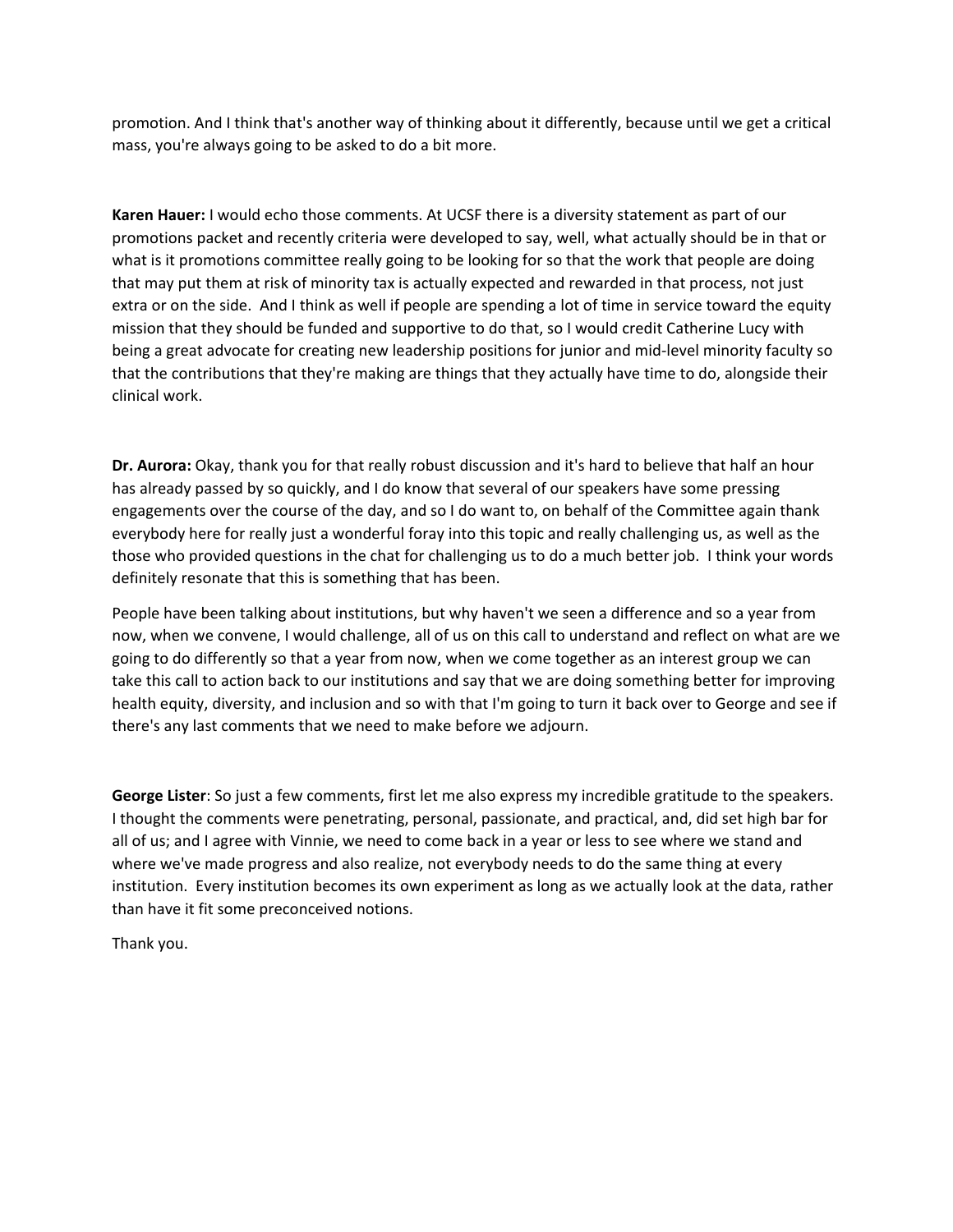promotion. And I think that's another way of thinking about it differently, because until we get a critical mass, you're always going to be asked to do a bit more.

**Karen Hauer:** I would echo those comments. At UCSF there is a diversity statement as part of our promotions packet and recently criteria were developed to say, well, what actually should be in that or what is it promotions committee really going to be looking for so that the work that people are doing that may put them at risk of minority tax is actually expected and rewarded in that process, not just extra or on the side.  And I think as well if people are spending a lot of time in service toward the equity mission that they should be funded and supportive to do that, so I would credit Catherine Lucy with being a great advocate for creating new leadership positions for junior and mid-level minority faculty so that the contributions that they're making are things that they actually have time to do, alongside their clinical work.

**Dr. Aurora:** Okay, thank you for that really robust discussion and it's hard to believe that half an hour has already passed by so quickly, and I do know that several of our speakers have some pressing engagements over the course of the day, and so I do want to, on behalf of the Committee again thank everybody here for really just a wonderful foray into this topic and really challenging us, as well as the those who provided questions in the chat for challenging us to do a much better job.  I think your words definitely resonate that this is something that has been.

People have been talking about institutions, but why haven't we seen a difference and so a year from now, when we convene, I would challenge, all of us on this call to understand and reflect on what are we going to do differently so that a year from now, when we come together as an interest group we can take this call to action back to our institutions and say that we are doing something better for improving health equity, diversity, and inclusion and so with that I'm going to turn it back over to George and see if there's any last comments that we need to make before we adjourn.

**George Lister**: So just a few comments, first let me also express my incredible gratitude to the speakers. I thought the comments were penetrating, personal, passionate, and practical, and, did set high bar for all of us; and I agree with Vinnie, we need to come back in a year or less to see where we stand and where we've made progress and also realize, not everybody needs to do the same thing at every institution.  Every institution becomes its own experiment as long as we actually look at the data, rather than have it fit some preconceived notions.

Thank you.